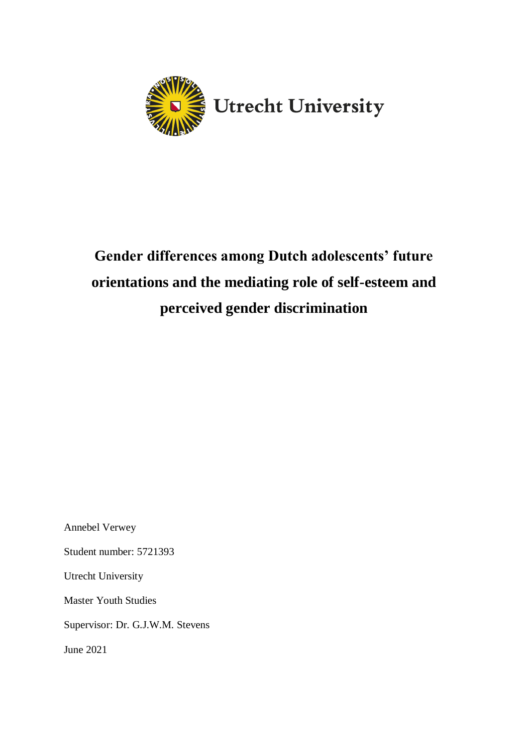Utrecht University

# Gender differences among Dutch adolescents' future orientations and the mediating role of self-esteem and perceived gender discrimination

Annebel Verwey

Student number: 5721393

Utrecht University

Master Youth Studies

Supervisor: Dr. G.J.W.M. Stevens

June 2021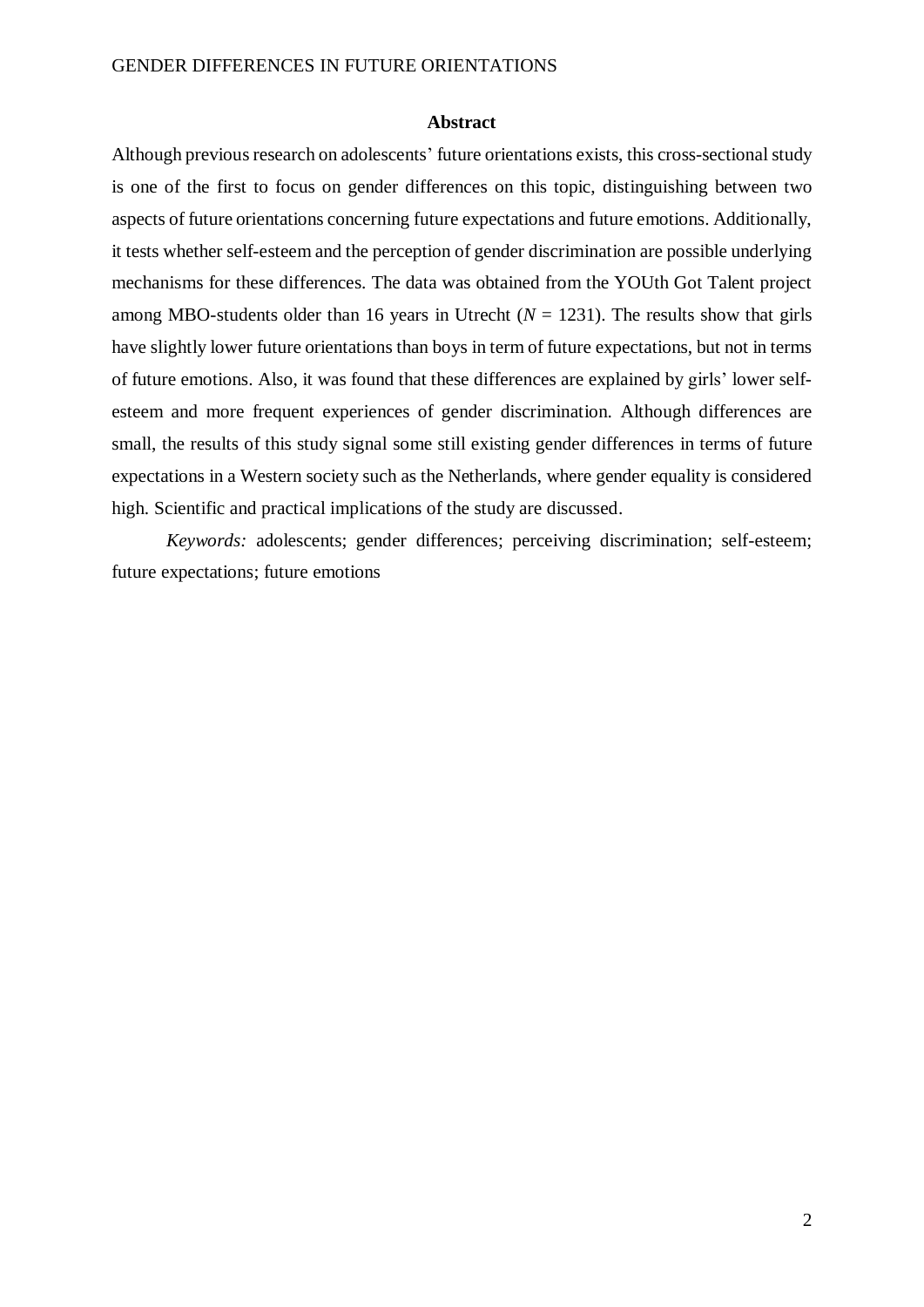## Abstract

Although previous research on adolescents' future orientations exists, this cross-sectional study is one of the first to focus on gender differences on this topic, distinguishing between two aspects of future orientations concerning future expectations and future emotions. Additionally, it tests whether self-esteem and the perception of gender discrimination are possible underlying mechanisms for these differences. The data was obtained from the YOUth Got Talent project among MBO-students older than 16 years in Utrecht ($N$ = 1231). The results show that girls have slightly lower future orientations than boys in term of future expectations, but not in terms of future emotions. Also, it was found that these differences are explained by girls' lower self-esteem and more frequent experiences of gender discrimination. Although differences are small, the results of this study signal some still existing gender differences in terms of future expectations in a Western society such as the Netherlands, where gender equality is considered high. Scientific and practical implications of the study are discussed.

*Keywords:* adolescents; gender differences; perceiving discrimination; self-esteem; future expectations; future emotions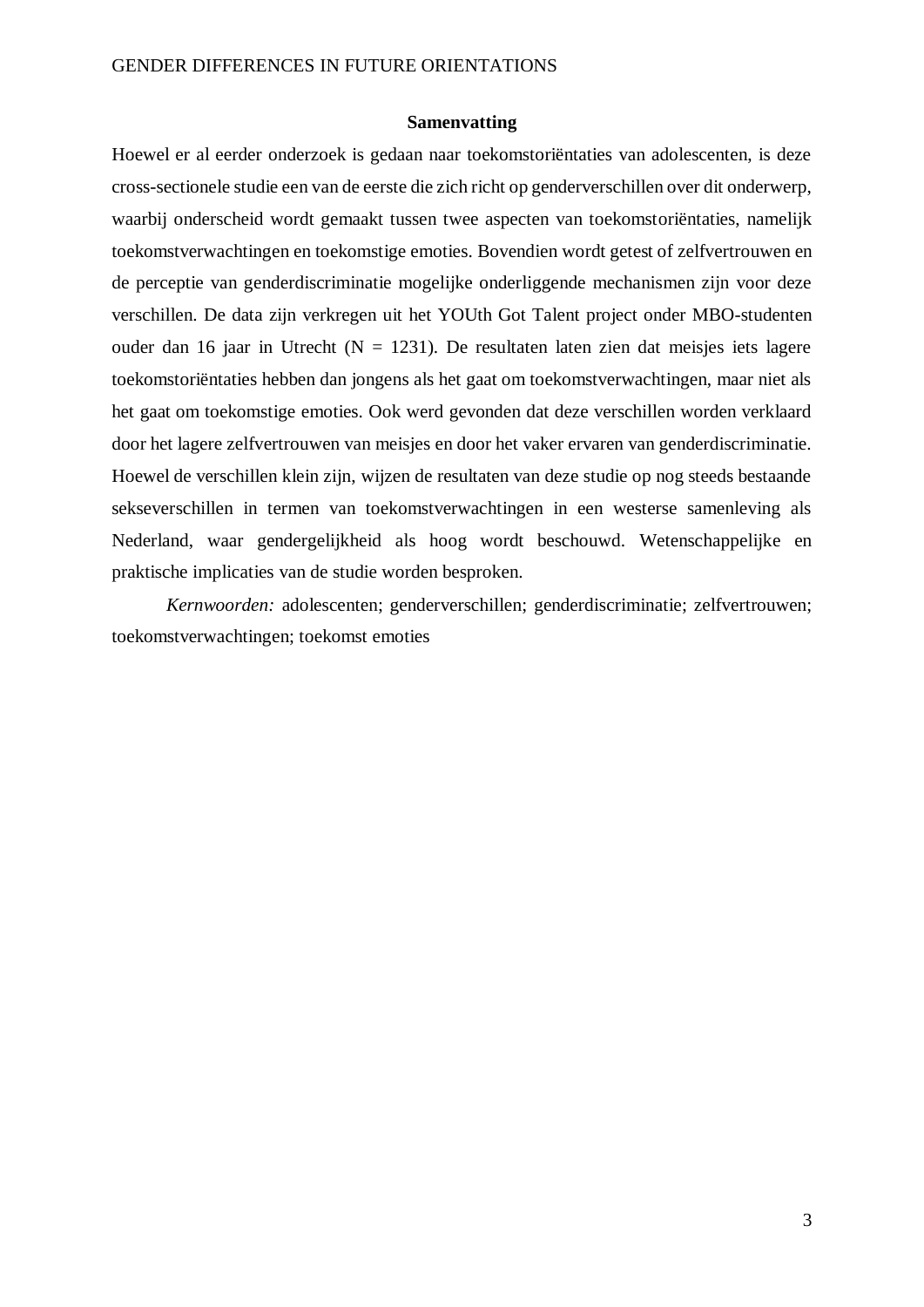## Samenvatting

Hoewel er al eerder onderzoek is gedaan naar toekomstoriëntaties van adolescenten, is deze cross-sectionele studie een van de eerste die zich richt op genderverschillen over dit onderwerp, waarbij onderscheid wordt gemaakt tussen twee aspecten van toekomstoriëntaties, namelijk toekomstverwachtingen en toekomstige emoties. Bovendien wordt getest of zelfvertrouwen en de perceptie van genderdiscriminatie mogelijke onderliggende mechanismen zijn voor deze verschillen. De data zijn verkregen uit het YOUth Got Talent project onder MBO-studenten ouder dan 16 jaar in Utrecht (N = 1231). De resultaten laten zien dat meisjes iets lagere toekomstoriëntaties hebben dan jongens als het gaat om toekomstverwachtingen, maar niet als het gaat om toekomstige emoties. Ook werd gevonden dat deze verschillen worden verklaard door het lagere zelfvertrouwen van meisjes en door het vaker ervaren van genderdiscriminatie. Hoewel de verschillen klein zijn, wijzen de resultaten van deze studie op nog steeds bestaande sekseverschillen in termen van toekomstverwachtingen in een westerse samenleving als Nederland, waar gendergelijkheid als hoog wordt beschouwd. Wetenschappelijke en praktische implicaties van de studie worden besproken.

*Kernwoorden:* adolescenten; genderverschillen; genderdiscriminatie; zelfvertrouwen; toekomstverwachtingen; toekomst emoties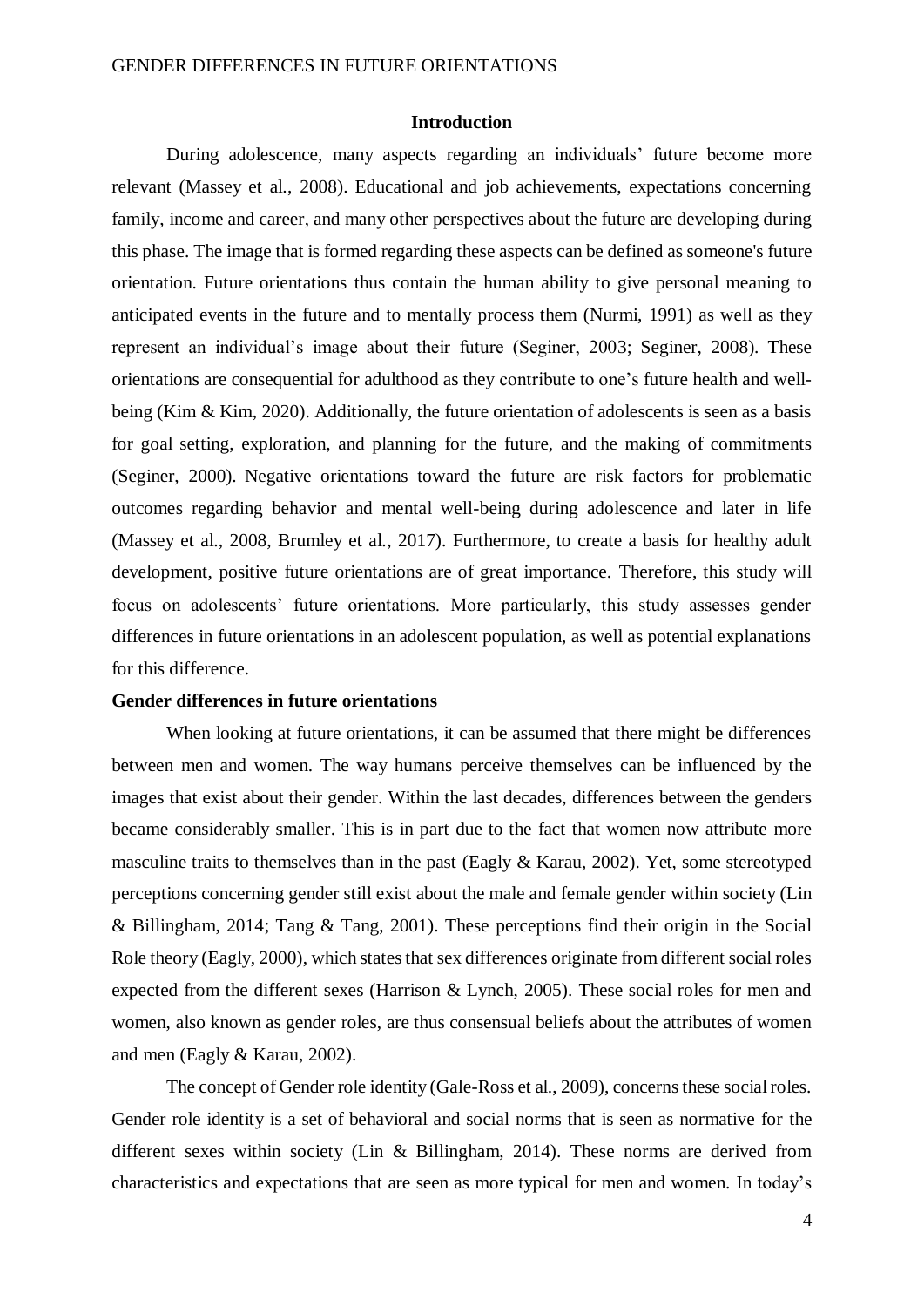## Introduction

During adolescence, many aspects regarding an individuals' future become more relevant (Massey et al., 2008). Educational and job achievements, expectations concerning family, income and career, and many other perspectives about the future are developing during this phase. The image that is formed regarding these aspects can be defined as someone's future orientation. Future orientations thus contain the human ability to give personal meaning to anticipated events in the future and to mentally process them (Nurmi, 1991) as well as they represent an individual's image about their future (Seginer, 2003; Seginer, 2008). These orientations are consequential for adulthood as they contribute to one's future health and well-being (Kim & Kim, 2020). Additionally, the future orientation of adolescents is seen as a basis for goal setting, exploration, and planning for the future, and the making of commitments (Seginer, 2000). Negative orientations toward the future are risk factors for problematic outcomes regarding behavior and mental well-being during adolescence and later in life (Massey et al., 2008, Brumley et al., 2017). Furthermore, to create a basis for healthy adult development, positive future orientations are of great importance. Therefore, this study will focus on adolescents' future orientations. More particularly, this study assesses gender differences in future orientations in an adolescent population, as well as potential explanations for this difference.

### Gender differences in future orientations

When looking at future orientations, it can be assumed that there might be differences between men and women. The way humans perceive themselves can be influenced by the images that exist about their gender. Within the last decades, differences between the genders became considerably smaller. This is in part due to the fact that women now attribute more masculine traits to themselves than in the past (Eagly & Karau, 2002). Yet, some stereotyped perceptions concerning gender still exist about the male and female gender within society (Lin & Billingham, 2014; Tang & Tang, 2001). These perceptions find their origin in the Social Role theory (Eagly, 2000), which states that sex differences originate from different social roles expected from the different sexes (Harrison & Lynch, 2005). These social roles for men and women, also known as gender roles, are thus consensual beliefs about the attributes of women and men (Eagly & Karau, 2002).

The concept of Gender role identity (Gale-Ross et al., 2009), concerns these social roles. Gender role identity is a set of behavioral and social norms that is seen as normative for the different sexes within society (Lin & Billingham, 2014). These norms are derived from characteristics and expectations that are seen as more typical for men and women. In today's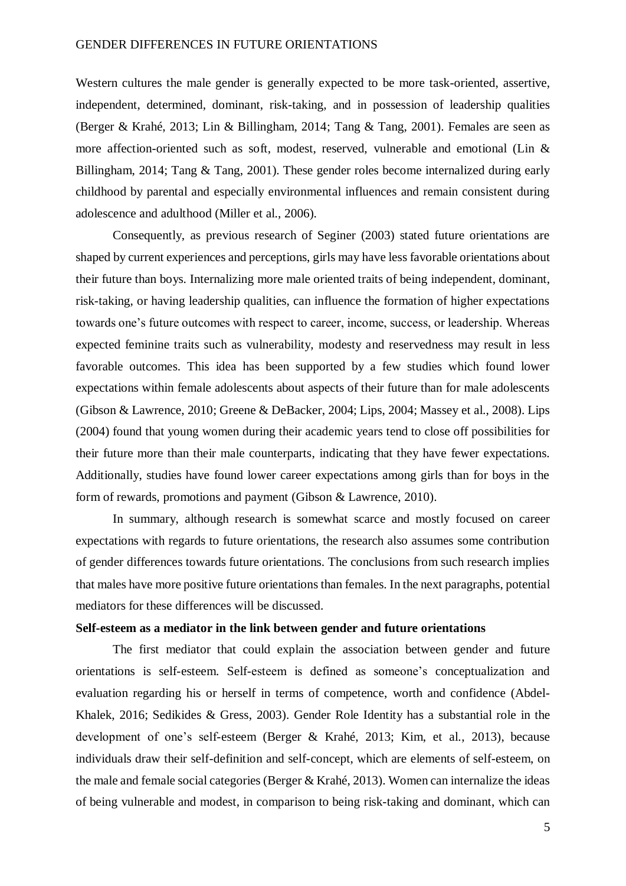Western cultures the male gender is generally expected to be more task-oriented, assertive, independent, determined, dominant, risk-taking, and in possession of leadership qualities (Berger & Krahé, 2013; Lin & Billingham, 2014; Tang & Tang, 2001). Females are seen as more affection-oriented such as soft, modest, reserved, vulnerable and emotional (Lin & Billingham, 2014; Tang & Tang, 2001). These gender roles become internalized during early childhood by parental and especially environmental influences and remain consistent during adolescence and adulthood (Miller et al., 2006).

Consequently, as previous research of Seginer (2003) stated future orientations are shaped by current experiences and perceptions, girls may have less favorable orientations about their future than boys. Internalizing more male oriented traits of being independent, dominant, risk-taking, or having leadership qualities, can influence the formation of higher expectations towards one's future outcomes with respect to career, income, success, or leadership. Whereas expected feminine traits such as vulnerability, modesty and reservedness may result in less favorable outcomes. This idea has been supported by a few studies which found lower expectations within female adolescents about aspects of their future than for male adolescents (Gibson & Lawrence, 2010; Greene & DeBacker, 2004; Lips, 2004; Massey et al., 2008). Lips (2004) found that young women during their academic years tend to close off possibilities for their future more than their male counterparts, indicating that they have fewer expectations. Additionally, studies have found lower career expectations among girls than for boys in the form of rewards, promotions and payment (Gibson & Lawrence, 2010).

In summary, although research is somewhat scarce and mostly focused on career expectations with regards to future orientations, the research also assumes some contribution of gender differences towards future orientations. The conclusions from such research implies that males have more positive future orientations than females. In the next paragraphs, potential mediators for these differences will be discussed.

**Self-esteem as a mediator in the link between gender and future orientations**

The first mediator that could explain the association between gender and future orientations is self-esteem. Self-esteem is defined as someone's conceptualization and evaluation regarding his or herself in terms of competence, worth and confidence (Abdel-Khalek, 2016; Sedikides & Gress, 2003). Gender Role Identity has a substantial role in the development of one's self-esteem (Berger & Krahé, 2013; Kim, et al., 2013), because individuals draw their self-definition and self-concept, which are elements of self-esteem, on the male and female social categories (Berger & Krahé, 2013). Women can internalize the ideas of being vulnerable and modest, in comparison to being risk-taking and dominant, which can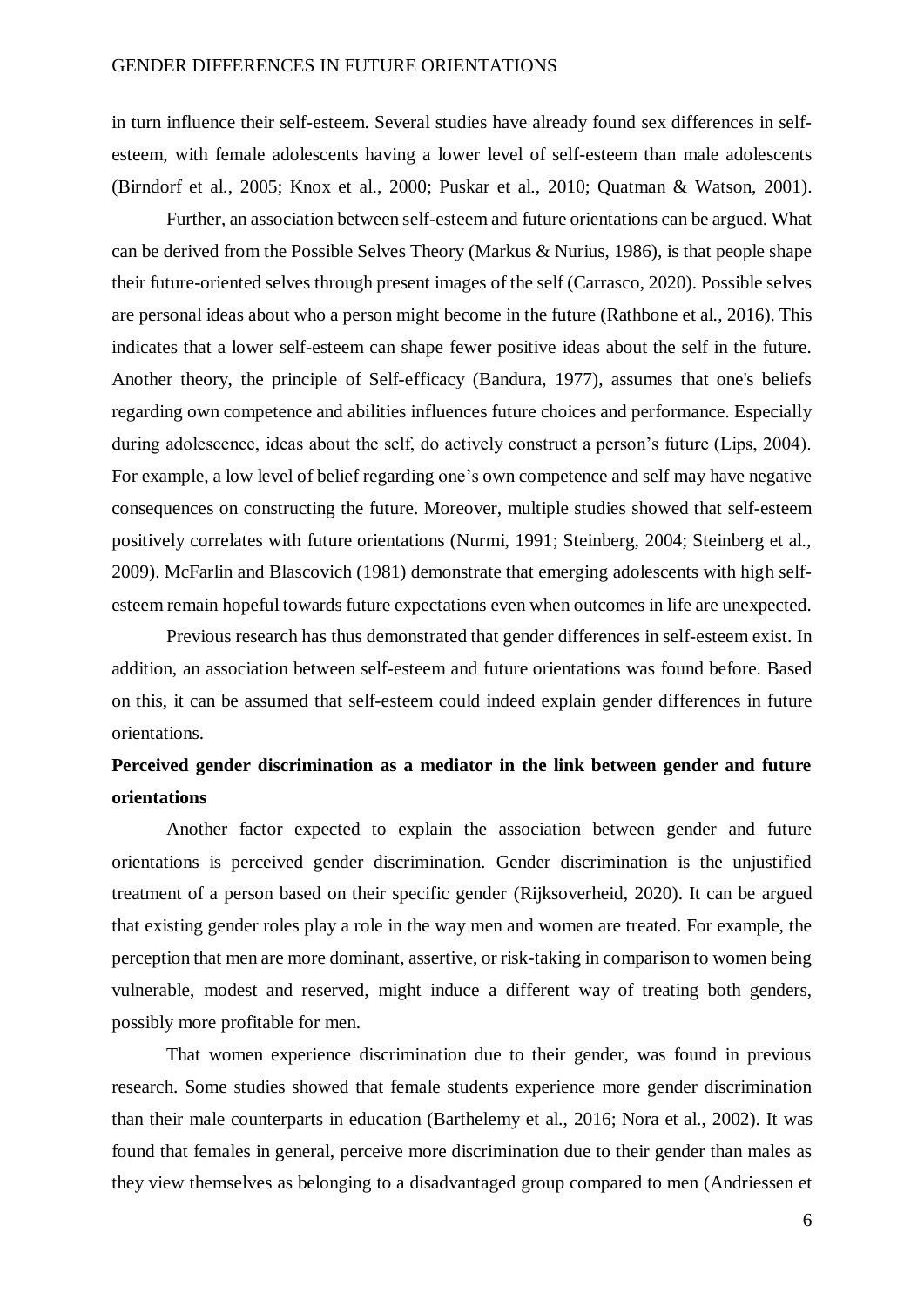in turn influence their self-esteem. Several studies have already found sex differences in self-esteem, with female adolescents having a lower level of self-esteem than male adolescents (Birndorf et al., 2005; Knox et al., 2000; Puskar et al., 2010; Quatman & Watson, 2001).

Further, an association between self-esteem and future orientations can be argued. What can be derived from the Possible Selves Theory (Markus & Nurius, 1986), is that people shape their future-oriented selves through present images of the self (Carrasco, 2020). Possible selves are personal ideas about who a person might become in the future (Rathbone et al., 2016). This indicates that a lower self-esteem can shape fewer positive ideas about the self in the future. Another theory, the principle of Self-efficacy (Bandura, 1977), assumes that one's beliefs regarding own competence and abilities influences future choices and performance. Especially during adolescence, ideas about the self, do actively construct a person's future (Lips, 2004). For example, a low level of belief regarding one's own competence and self may have negative consequences on constructing the future. Moreover, multiple studies showed that self-esteem positively correlates with future orientations (Nurmi, 1991; Steinberg, 2004; Steinberg et al., 2009). McFarlin and Blascovich (1981) demonstrate that emerging adolescents with high self-esteem remain hopeful towards future expectations even when outcomes in life are unexpected.

Previous research has thus demonstrated that gender differences in self-esteem exist. In addition, an association between self-esteem and future orientations was found before. Based on this, it can be assumed that self-esteem could indeed explain gender differences in future orientations.

## Perceived gender discrimination as a mediator in the link between gender and future orientations

Another factor expected to explain the association between gender and future orientations is perceived gender discrimination. Gender discrimination is the unjustified treatment of a person based on their specific gender (Rijksoverheid, 2020). It can be argued that existing gender roles play a role in the way men and women are treated. For example, the perception that men are more dominant, assertive, or risk-taking in comparison to women being vulnerable, modest and reserved, might induce a different way of treating both genders, possibly more profitable for men.

That women experience discrimination due to their gender, was found in previous research. Some studies showed that female students experience more gender discrimination than their male counterparts in education (Barthelemy et al., 2016; Nora et al., 2002). It was found that females in general, perceive more discrimination due to their gender than males as they view themselves as belonging to a disadvantaged group compared to men (Andriessen et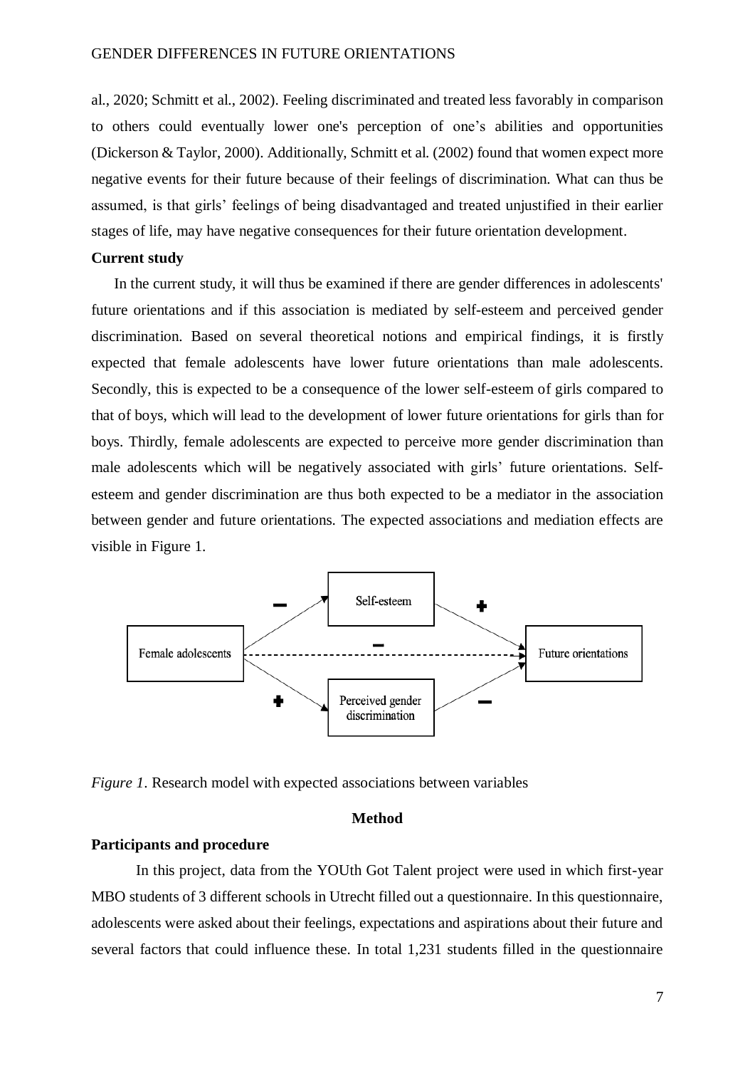al., 2020; Schmitt et al., 2002). Feeling discriminated and treated less favorably in comparison to others could eventually lower one's perception of one’s abilities and opportunities (Dickerson & Taylor, 2000). Additionally, Schmitt et al. (2002) found that women expect more negative events for their future because of their feelings of discrimination. What can thus be assumed, is that girls’ feelings of being disadvantaged and treated unjustified in their earlier stages of life, may have negative consequences for their future orientation development.

**Current study**

In the current study, it will thus be examined if there are gender differences in adolescents' future orientations and if this association is mediated by self-esteem and perceived gender discrimination. Based on several theoretical notions and empirical findings, it is firstly expected that female adolescents have lower future orientations than male adolescents. Secondly, this is expected to be a consequence of the lower self-esteem of girls compared to that of boys, which will lead to the development of lower future orientations for girls than for boys. Thirdly, female adolescents are expected to perceive more gender discrimination than male adolescents which will be negatively associated with girls’ future orientations. Self-esteem and gender discrimination are thus both expected to be a mediator in the association between gender and future orientations. The expected associations and mediation effects are visible in Figure 1.

*Figure 1.* Research model with expected associations between variables

## Method

**Participants and procedure**

In this project, data from the YOUth Got Talent project were used in which first-year MBO students of 3 different schools in Utrecht filled out a questionnaire. In this questionnaire, adolescents were asked about their feelings, expectations and aspirations about their future and several factors that could influence these. In total 1,231 students filled in the questionnaire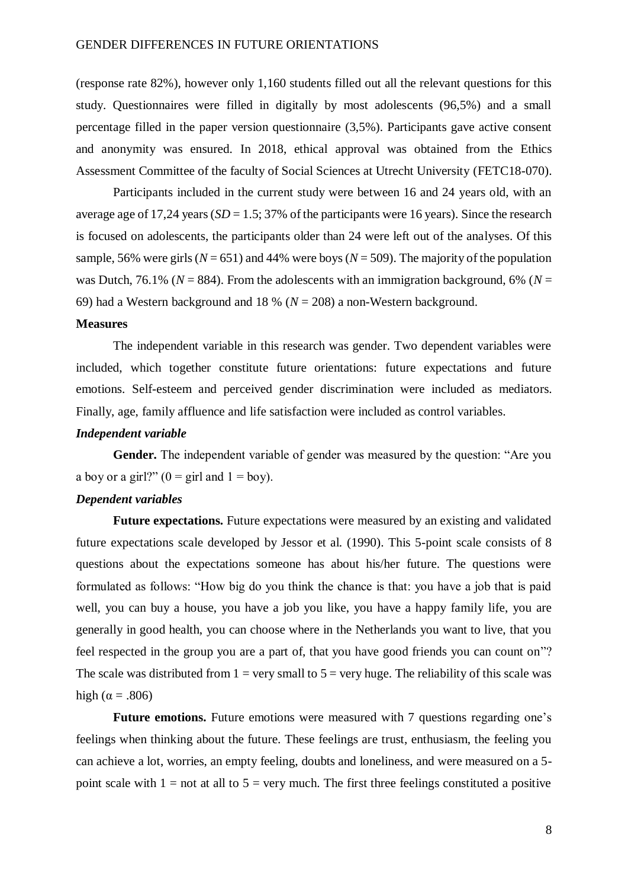(response rate 82%), however only 1,160 students filled out all the relevant questions for this study. Questionnaires were filled in digitally by most adolescents (96,5%) and a small percentage filled in the paper version questionnaire (3,5%). Participants gave active consent and anonymity was ensured. In 2018, ethical approval was obtained from the Ethics Assessment Committee of the faculty of Social Sciences at Utrecht University (FETC18-070).

Participants included in the current study were between 16 and 24 years old, with an average age of 17,24 years (*SD* = 1.5; 37% of the participants were 16 years). Since the research is focused on adolescents, the participants older than 24 were left out of the analyses. Of this sample, 56% were girls (*N* = 651) and 44% were boys (*N* = 509). The majority of the population was Dutch, 76.1% (*N* = 884). From the adolescents with an immigration background, 6% (*N* = 69) had a Western background and 18 % (*N* = 208) a non-Western background.

**Measures**

The independent variable in this research was gender. Two dependent variables were included, which together constitute future orientations: future expectations and future emotions. Self-esteem and perceived gender discrimination were included as mediators. Finally, age, family affluence and life satisfaction were included as control variables.

***Independent variable***

**Gender.** The independent variable of gender was measured by the question: "Are you a boy or a girl?" (0 = girl and 1 = boy).

***Dependent variables***

**Future expectations.** Future expectations were measured by an existing and validated future expectations scale developed by Jessor et al. (1990). This 5-point scale consists of 8 questions about the expectations someone has about his/her future. The questions were formulated as follows: "How big do you think the chance is that: you have a job that is paid well, you can buy a house, you have a job you like, you have a happy family life, you are generally in good health, you can choose where in the Netherlands you want to live, that you feel respected in the group you are a part of, that you have good friends you can count on"? The scale was distributed from 1 = very small to 5 = very huge. The reliability of this scale was high ($\alpha = .806$)

**Future emotions.** Future emotions were measured with 7 questions regarding one's feelings when thinking about the future. These feelings are trust, enthusiasm, the feeling you can achieve a lot, worries, an empty feeling, doubts and loneliness, and were measured on a 5-point scale with 1 = not at all to 5 = very much. The first three feelings constituted a positive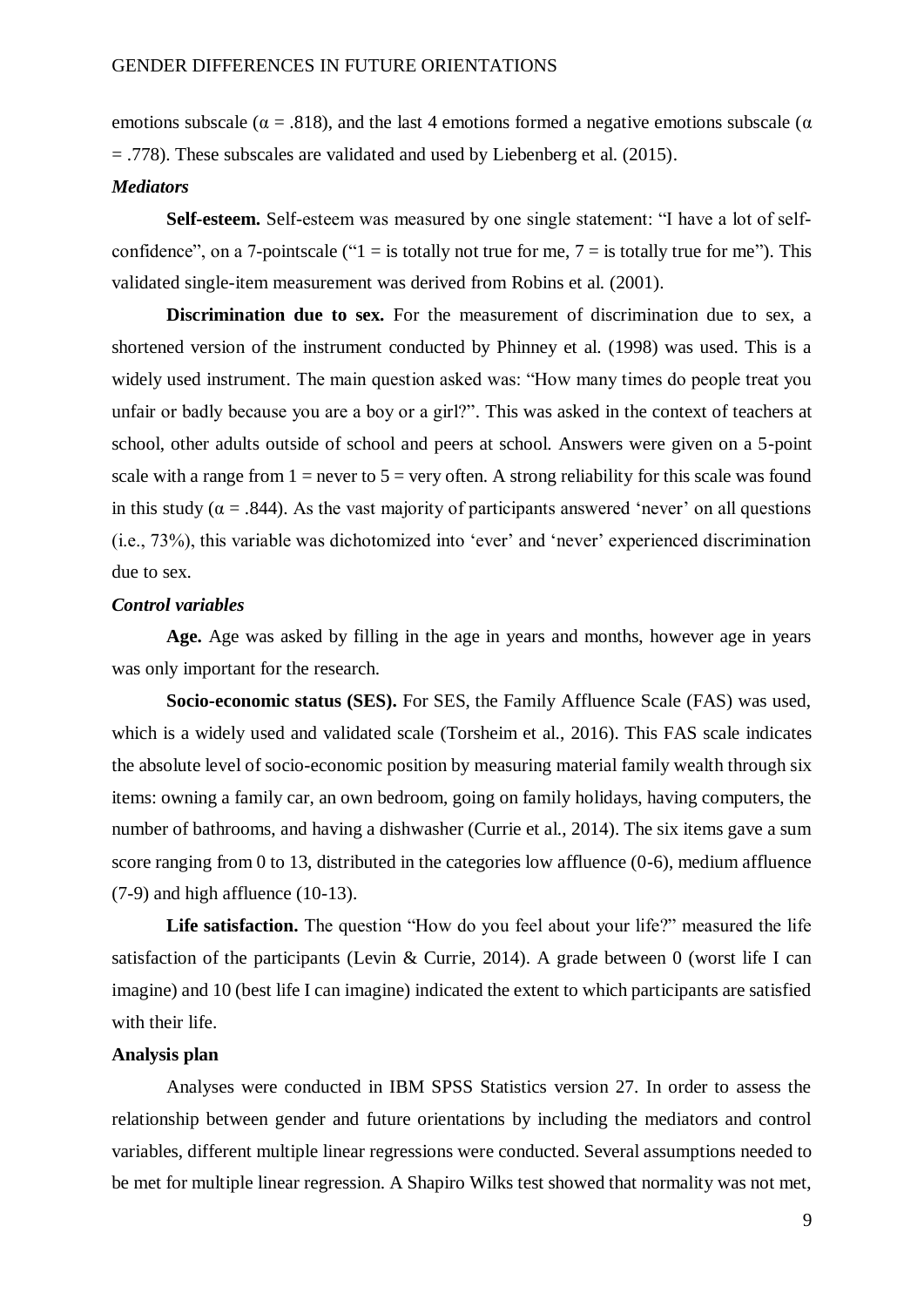emotions subscale ($\alpha = .818$), and the last 4 emotions formed a negative emotions subscale ($\alpha = .778$). These subscales are validated and used by Liebenberg et al. (2015).

### *Mediators*

**Self-esteem.** Self-esteem was measured by one single statement: "I have a lot of self-confidence", on a 7-pointscale ("1 = is totally not true for me, 7 = is totally true for me"). This validated single-item measurement was derived from Robins et al. (2001).

**Discrimination due to sex.** For the measurement of discrimination due to sex, a shortened version of the instrument conducted by Phinney et al. (1998) was used. This is a widely used instrument. The main question asked was: "How many times do people treat you unfair or badly because you are a boy or a girl?". This was asked in the context of teachers at school, other adults outside of school and peers at school. Answers were given on a 5-point scale with a range from 1 = never to 5 = very often. A strong reliability for this scale was found in this study ($\alpha = .844$). As the vast majority of participants answered 'never' on all questions (i.e., 73%), this variable was dichotomized into 'ever' and 'never' experienced discrimination due to sex.

### *Control variables*

**Age.** Age was asked by filling in the age in years and months, however age in years was only important for the research.

**Socio-economic status (SES).** For SES, the Family Affluence Scale (FAS) was used, which is a widely used and validated scale (Torsheim et al., 2016). This FAS scale indicates the absolute level of socio-economic position by measuring material family wealth through six items: owning a family car, an own bedroom, going on family holidays, having computers, the number of bathrooms, and having a dishwasher (Currie et al., 2014). The six items gave a sum score ranging from 0 to 13, distributed in the categories low affluence (0-6), medium affluence (7-9) and high affluence (10-13).

**Life satisfaction.** The question "How do you feel about your life?" measured the life satisfaction of the participants (Levin & Currie, 2014). A grade between 0 (worst life I can imagine) and 10 (best life I can imagine) indicated the extent to which participants are satisfied with their life.

## Analysis plan

Analyses were conducted in IBM SPSS Statistics version 27. In order to assess the relationship between gender and future orientations by including the mediators and control variables, different multiple linear regressions were conducted. Several assumptions needed to be met for multiple linear regression. A Shapiro Wilks test showed that normality was not met,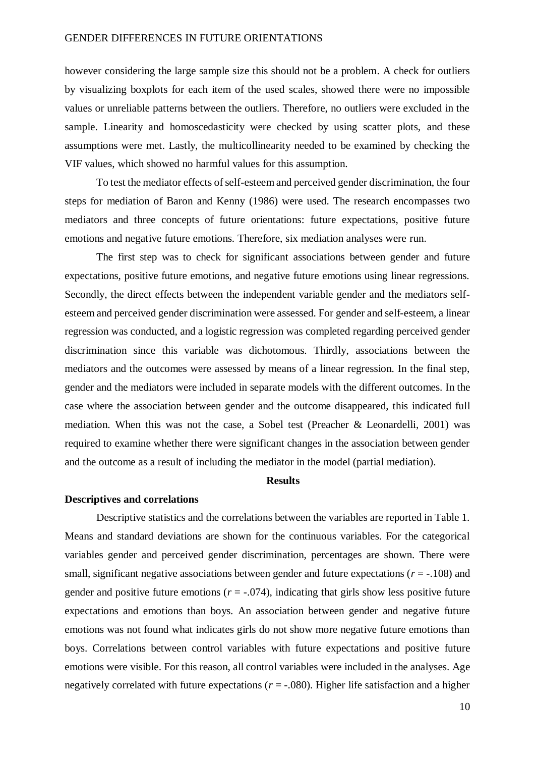however considering the large sample size this should not be a problem. A check for outliers by visualizing boxplots for each item of the used scales, showed there were no impossible values or unreliable patterns between the outliers. Therefore, no outliers were excluded in the sample. Linearity and homoscedasticity were checked by using scatter plots, and these assumptions were met. Lastly, the multicollinearity needed to be examined by checking the VIF values, which showed no harmful values for this assumption.

To test the mediator effects of self-esteem and perceived gender discrimination, the four steps for mediation of Baron and Kenny (1986) were used. The research encompasses two mediators and three concepts of future orientations: future expectations, positive future emotions and negative future emotions. Therefore, six mediation analyses were run.

The first step was to check for significant associations between gender and future expectations, positive future emotions, and negative future emotions using linear regressions. Secondly, the direct effects between the independent variable gender and the mediators self-esteem and perceived gender discrimination were assessed. For gender and self-esteem, a linear regression was conducted, and a logistic regression was completed regarding perceived gender discrimination since this variable was dichotomous. Thirdly, associations between the mediators and the outcomes were assessed by means of a linear regression. In the final step, gender and the mediators were included in separate models with the different outcomes. In the case where the association between gender and the outcome disappeared, this indicated full mediation. When this was not the case, a Sobel test (Preacher & Leonardelli, 2001) was required to examine whether there were significant changes in the association between gender and the outcome as a result of including the mediator in the model (partial mediation).

## Results

### Descriptives and correlations

Descriptive statistics and the correlations between the variables are reported in Table 1. Means and standard deviations are shown for the continuous variables. For the categorical variables gender and perceived gender discrimination, percentages are shown. There were small, significant negative associations between gender and future expectations ($r$ = -.108) and gender and positive future emotions ($r$ = -.074), indicating that girls show less positive future expectations and emotions than boys. An association between gender and negative future emotions was not found what indicates girls do not show more negative future emotions than boys. Correlations between control variables with future expectations and positive future emotions were visible. For this reason, all control variables were included in the analyses. Age negatively correlated with future expectations ($r$ = -.080). Higher life satisfaction and a higher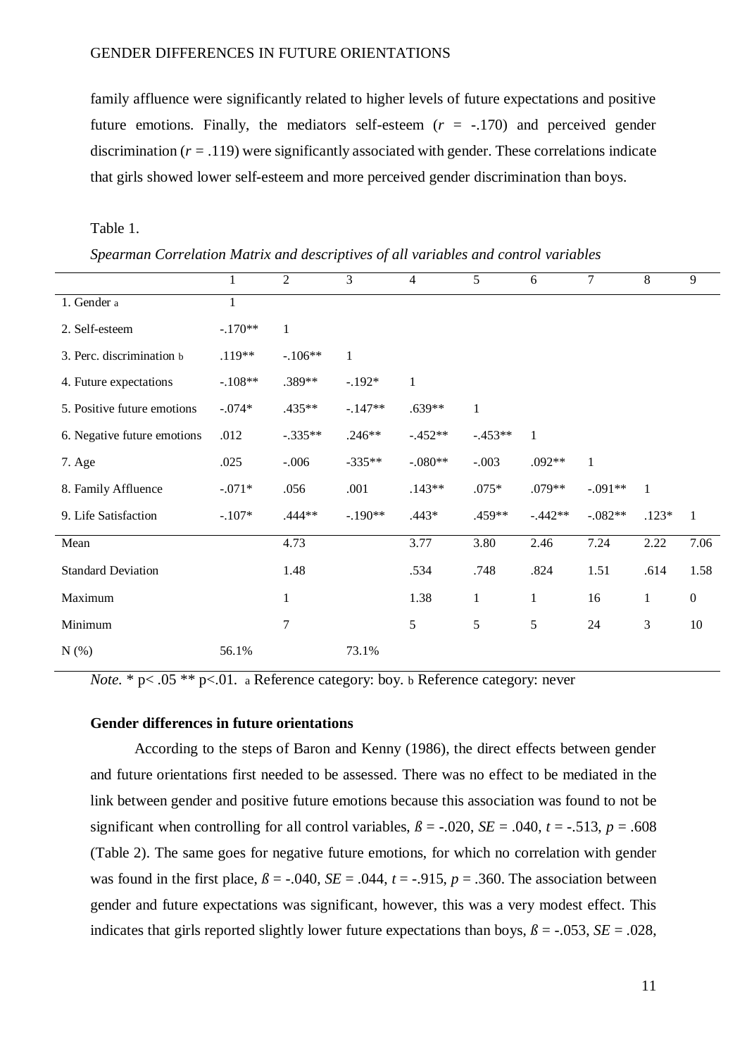family affluence were significantly related to higher levels of future expectations and positive future emotions. Finally, the mediators self-esteem ($r$ = -.170) and perceived gender discrimination ($r$ = .119) were significantly associated with gender. These correlations indicate that girls showed lower self-esteem and more perceived gender discrimination than boys.

Table 1.

*Spearman Correlation Matrix and descriptives of all variables and control variables*

| | 1 | 2 | 3 | 4 | 5 | 6 | 7 | 8 | 9 |
|---|---|---|---|---|---|---|---|---|---|
| 1. Gender a | 1 | | | | | | | | |
| 2. Self-esteem | -.170** | 1 | | | | | | | |
| 3. Perc. discrimination b | .119** | -.106** | 1 | | | | | | |
| 4. Future expectations | -.108** | .389** | -.192* | 1 | | | | | |
| 5. Positive future emotions | -.074* | .435** | -.147** | .639** | 1 | | | | |
| 6. Negative future emotions | .012 | -.335** | .246** | -.452** | -.453** | 1 | | | |
| 7. Age | .025 | -.006 | -335** | -.080** | -.003 | .092** | 1 | | |
| 8. Family Affluence | -.071* | .056 | .001 | .143** | .075* | .079** | -.091** | 1 | |
| 9. Life Satisfaction | -.107* | .444** | -.190** | .443* | .459** | -.442** | -.082** | .123* | 1 |
| Mean | | 4.73 | | 3.77 | 3.80 | 2.46 | 7.24 | 2.22 | 7.06 |
| Standard Deviation | | 1.48 | | .534 | .748 | .824 | 1.51 | .614 | 1.58 |
| Maximum | | 1 | | 1.38 | 1 | 1 | 16 | 1 | 0 |
| Minimum | | 7 | | 5 | 5 | 5 | 24 | 3 | 10 |
| N (%) | 56.1% | | 73.1% | | | | | | |

*Note.* * p< .05 ** p<.01. a Reference category: boy. b Reference category: never

**Gender differences in future orientations**

According to the steps of Baron and Kenny (1986), the direct effects between gender and future orientations first needed to be assessed. There was no effect to be mediated in the link between gender and positive future emotions because this association was found to not be significant when controlling for all control variables, $ß$ = -.020, $SE$ = .040, $t$ = -.513, $p$ = .608 (Table 2). The same goes for negative future emotions, for which no correlation with gender was found in the first place, $ß$ = -.040, $SE$ = .044, $t$ = -.915, $p$ = .360. The association between gender and future expectations was significant, however, this was a very modest effect. This indicates that girls reported slightly lower future expectations than boys, $ß$ = -.053, $SE$ = .028,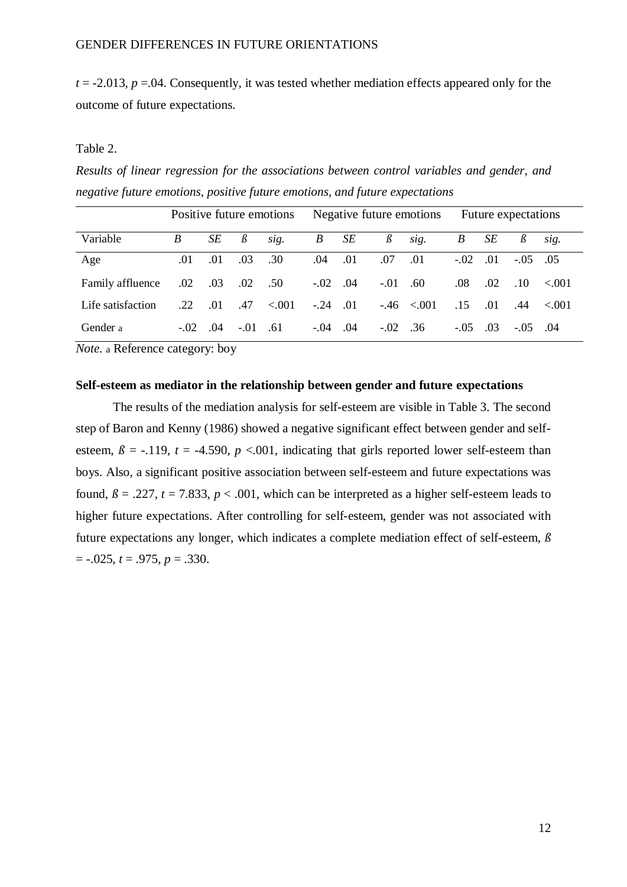$t$ = -2.013, $p$ =.04. Consequently, it was tested whether mediation effects appeared only for the outcome of future expectations.

Table 2.

*Results of linear regression for the associations between control variables and gender, and negative future emotions, positive future emotions, and future expectations*

| | Positive future emotions | | | | Negative future emotions | | | | Future expectations | | | |
|---|---|---|---|---|---|---|---|---|---|---|---|---|
| Variable | *B* | *SE* | *ß* | *sig.* | *B* | *SE* | *ß* | *sig.* | *B* | *SE* | *ß* | *sig.* |
| Age | .01 | .01 | .03 | .30 | .04 | .01 | .07 | .01 | -.02 | .01 | -.05 | .05 |
| Family affluence | .02 | .03 | .02 | .50 | -.02 | .04 | -.01 | .60 | .08 | .02 | .10 | <.001 |
| Life satisfaction | .22 | .01 | .47 | <.001 | -.24 | .01 | -.46 | <.001 | .15 | .01 | .44 | <.001 |
| Gender [a] | -.02 | .04 | -.01 | .61 | -.04 | .04 | -.02 | .36 | -.05 | .03 | -.05 | .04 |

*Note.* [a] Reference category: boy

**Self-esteem as mediator in the relationship between gender and future expectations**

The results of the mediation analysis for self-esteem are visible in Table 3. The second step of Baron and Kenny (1986) showed a negative significant effect between gender and self-esteem, $ß$ = -.119, $t$ = -4.590, $p$ <.001, indicating that girls reported lower self-esteem than boys. Also, a significant positive association between self-esteem and future expectations was found, $ß$ = .227, $t$ = 7.833, $p$ < .001, which can be interpreted as a higher self-esteem leads to higher future expectations. After controlling for self-esteem, gender was not associated with future expectations any longer, which indicates a complete mediation effect of self-esteem, $ß$ = -.025, $t$ = .975, $p$ = .330.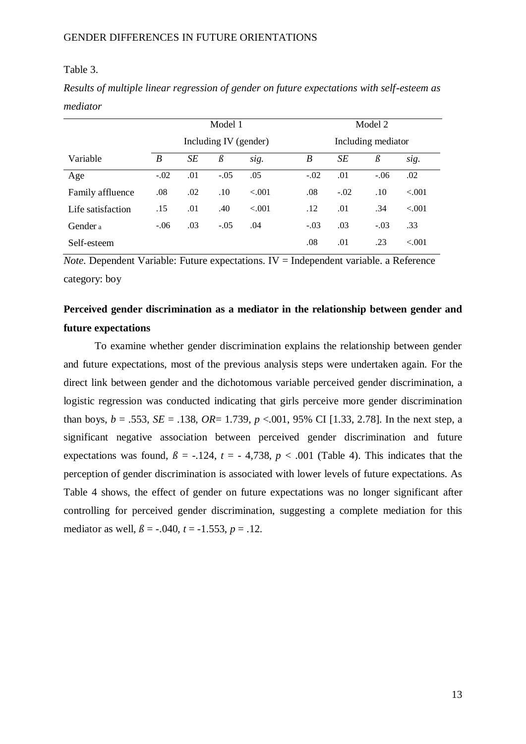Table 3.

*Results of multiple linear regression of gender on future expectations with self-esteem as mediator*

| | Model 1 | | | | Model 2 | | | |
|---|---|---|---|---|---|---|---|---|
| | Including IV (gender) | | | | Including mediator | | | |
| Variable | *B* | *SE* | *ß* | *sig.* | *B* | *SE* | *ß* | *sig.* |
| Age | -.02 | .01 | -.05 | .05 | -.02 | .01 | -.06 | .02 |
| Family affluence | .08 | .02 | .10 | <.001 | .08 | -.02 | .10 | <.001 |
| Life satisfaction | .15 | .01 | .40 | <.001 | .12 | .01 | .34 | <.001 |
| Gender [a] | -.06 | .03 | -.05 | .04 | -.03 | .03 | -.03 | .33 |
| Self-esteem | | | | | .08 | .01 | .23 | <.001 |

*Note.* Dependent Variable: Future expectations. IV = Independent variable. a Reference category: boy

**Perceived gender discrimination as a mediator in the relationship between gender and future expectations**

To examine whether gender discrimination explains the relationship between gender and future expectations, most of the previous analysis steps were undertaken again. For the direct link between gender and the dichotomous variable perceived gender discrimination, a logistic regression was conducted indicating that girls perceive more gender discrimination than boys, $b = .553$, $SE = .138$, $OR = 1.739$, $p < .001$, 95% CI [1.33, 2.78]. In the next step, a significant negative association between perceived gender discrimination and future expectations was found, $ß = -.124$, $t = -4{,}738$, $p < .001$ (Table 4). This indicates that the perception of gender discrimination is associated with lower levels of future expectations. As Table 4 shows, the effect of gender on future expectations was no longer significant after controlling for perceived gender discrimination, suggesting a complete mediation for this mediator as well, $ß = -.040$, $t = -1.553$, $p = .12$.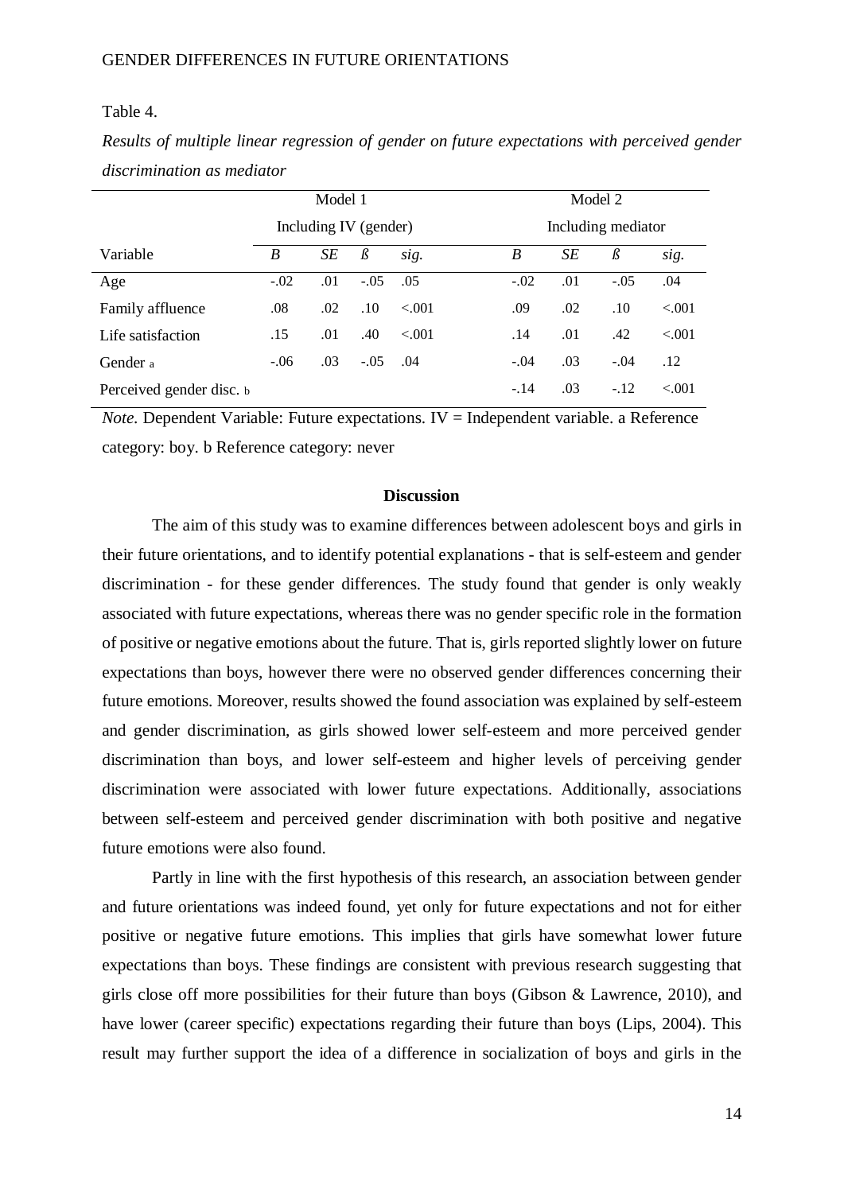Table 4.

*Results of multiple linear regression of gender on future expectations with perceived gender discrimination as mediator*

| | Model 1 | | | | Model 2 | | | |
|---|---|---|---|---|---|---|---|---|
| | Including IV (gender) | | | | Including mediator | | | |
| Variable | *B* | *SE* | *ß* | *sig.* | *B* | *SE* | *ß* | *sig.* |
| Age | -.02 | .01 | -.05 | .05 | -.02 | .01 | -.05 | .04 |
| Family affluence | .08 | .02 | .10 | <.001 | .09 | .02 | .10 | <.001 |
| Life satisfaction | .15 | .01 | .40 | <.001 | .14 | .01 | .42 | <.001 |
| Gender [a] | -.06 | .03 | -.05 | .04 | -.04 | .03 | -.04 | .12 |
| Perceived gender disc. [b] | | | | | -.14 | .03 | -.12 | <.001 |

*Note.* Dependent Variable: Future expectations. IV = Independent variable. a Reference category: boy. b Reference category: never

## Discussion

The aim of this study was to examine differences between adolescent boys and girls in their future orientations, and to identify potential explanations - that is self-esteem and gender discrimination - for these gender differences. The study found that gender is only weakly associated with future expectations, whereas there was no gender specific role in the formation of positive or negative emotions about the future. That is, girls reported slightly lower on future expectations than boys, however there were no observed gender differences concerning their future emotions. Moreover, results showed the found association was explained by self-esteem and gender discrimination, as girls showed lower self-esteem and more perceived gender discrimination than boys, and lower self-esteem and higher levels of perceiving gender discrimination were associated with lower future expectations. Additionally, associations between self-esteem and perceived gender discrimination with both positive and negative future emotions were also found.

Partly in line with the first hypothesis of this research, an association between gender and future orientations was indeed found, yet only for future expectations and not for either positive or negative future emotions. This implies that girls have somewhat lower future expectations than boys. These findings are consistent with previous research suggesting that girls close off more possibilities for their future than boys (Gibson & Lawrence, 2010), and have lower (career specific) expectations regarding their future than boys (Lips, 2004). This result may further support the idea of a difference in socialization of boys and girls in the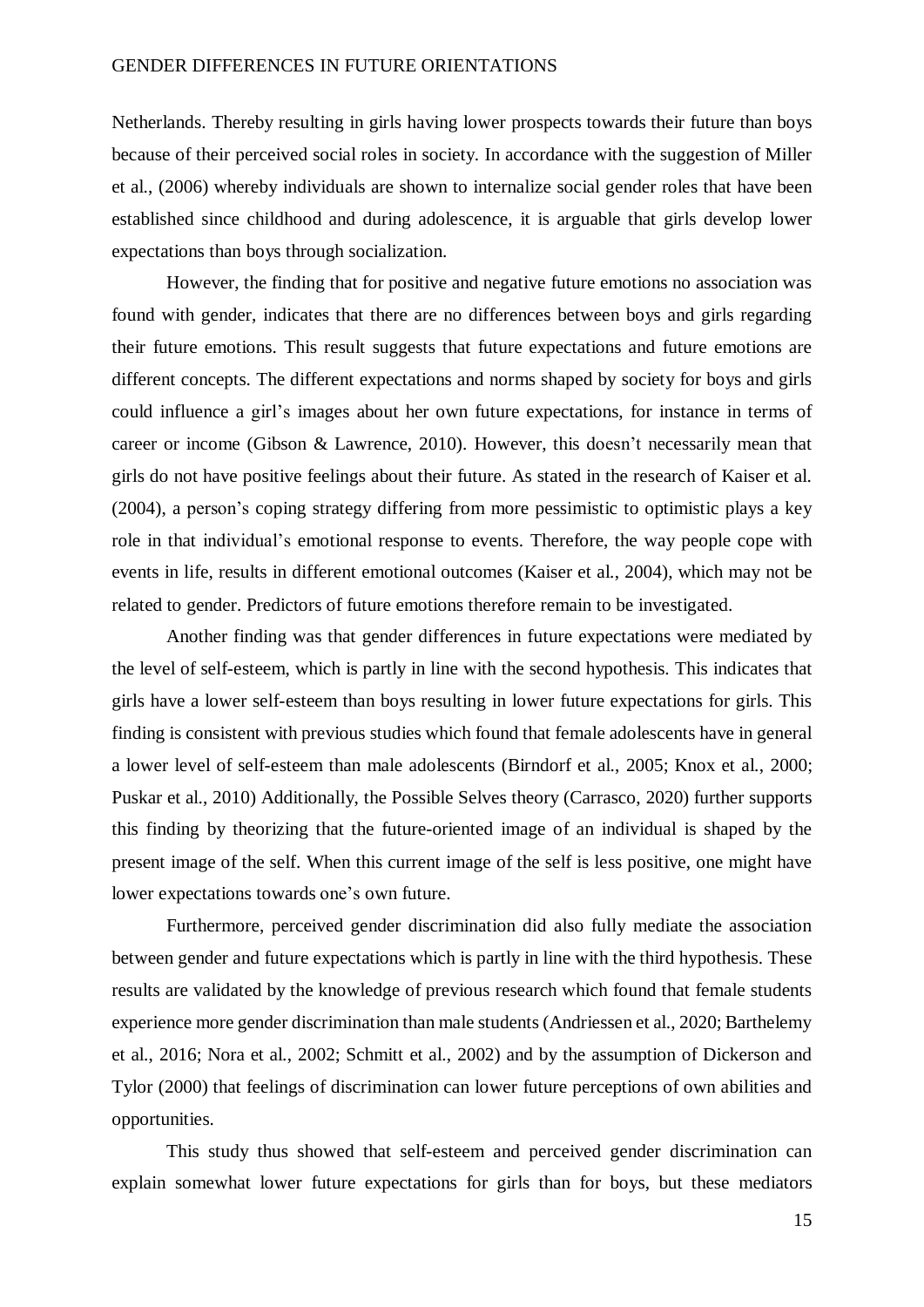Netherlands. Thereby resulting in girls having lower prospects towards their future than boys because of their perceived social roles in society. In accordance with the suggestion of Miller et al., (2006) whereby individuals are shown to internalize social gender roles that have been established since childhood and during adolescence, it is arguable that girls develop lower expectations than boys through socialization.

However, the finding that for positive and negative future emotions no association was found with gender, indicates that there are no differences between boys and girls regarding their future emotions. This result suggests that future expectations and future emotions are different concepts. The different expectations and norms shaped by society for boys and girls could influence a girl's images about her own future expectations, for instance in terms of career or income (Gibson & Lawrence, 2010). However, this doesn't necessarily mean that girls do not have positive feelings about their future. As stated in the research of Kaiser et al. (2004), a person's coping strategy differing from more pessimistic to optimistic plays a key role in that individual's emotional response to events. Therefore, the way people cope with events in life, results in different emotional outcomes (Kaiser et al., 2004), which may not be related to gender. Predictors of future emotions therefore remain to be investigated.

Another finding was that gender differences in future expectations were mediated by the level of self-esteem, which is partly in line with the second hypothesis. This indicates that girls have a lower self-esteem than boys resulting in lower future expectations for girls. This finding is consistent with previous studies which found that female adolescents have in general a lower level of self-esteem than male adolescents (Birndorf et al., 2005; Knox et al., 2000; Puskar et al., 2010) Additionally, the Possible Selves theory (Carrasco, 2020) further supports this finding by theorizing that the future-oriented image of an individual is shaped by the present image of the self. When this current image of the self is less positive, one might have lower expectations towards one's own future.

Furthermore, perceived gender discrimination did also fully mediate the association between gender and future expectations which is partly in line with the third hypothesis. These results are validated by the knowledge of previous research which found that female students experience more gender discrimination than male students (Andriessen et al., 2020; Barthelemy et al., 2016; Nora et al., 2002; Schmitt et al., 2002) and by the assumption of Dickerson and Tylor (2000) that feelings of discrimination can lower future perceptions of own abilities and opportunities.

This study thus showed that self-esteem and perceived gender discrimination can explain somewhat lower future expectations for girls than for boys, but these mediators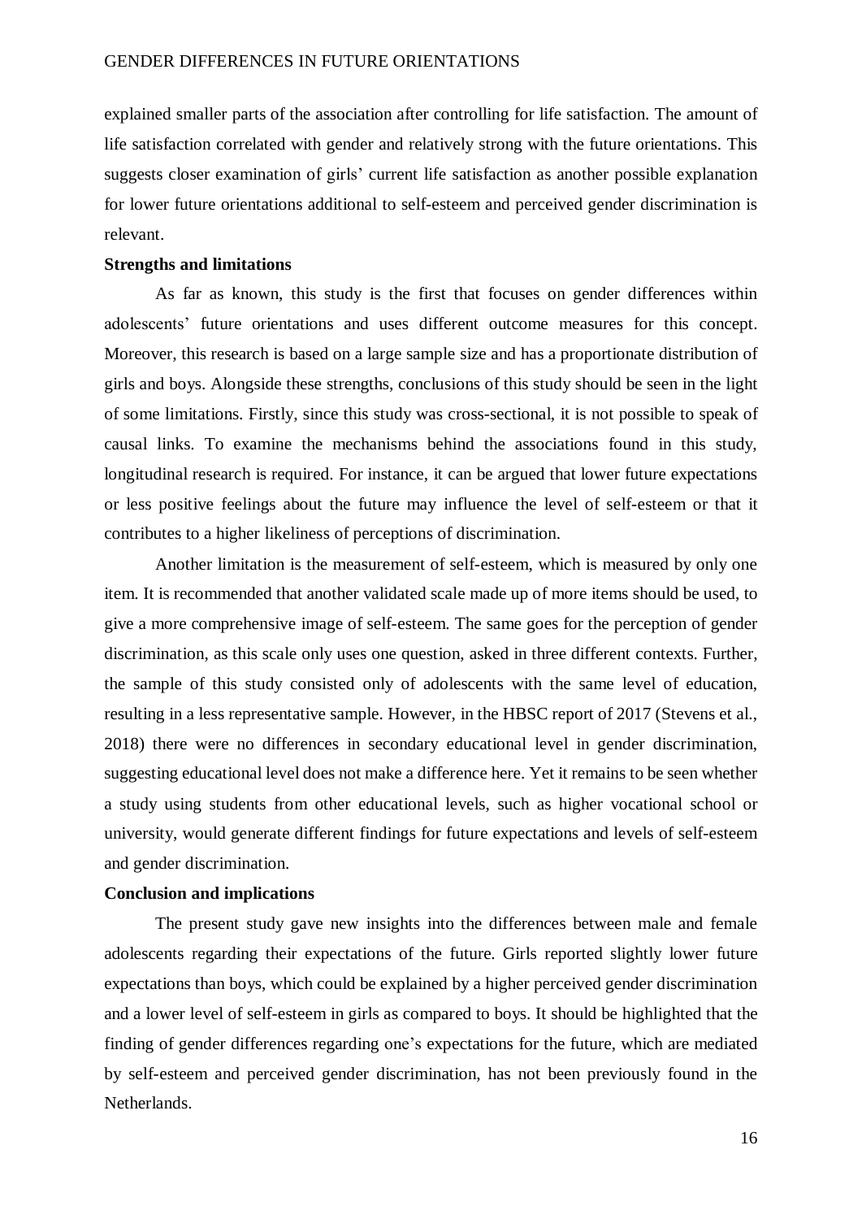explained smaller parts of the association after controlling for life satisfaction. The amount of life satisfaction correlated with gender and relatively strong with the future orientations. This suggests closer examination of girls' current life satisfaction as another possible explanation for lower future orientations additional to self-esteem and perceived gender discrimination is relevant.

**Strengths and limitations**

As far as known, this study is the first that focuses on gender differences within adolescents' future orientations and uses different outcome measures for this concept. Moreover, this research is based on a large sample size and has a proportionate distribution of girls and boys. Alongside these strengths, conclusions of this study should be seen in the light of some limitations. Firstly, since this study was cross-sectional, it is not possible to speak of causal links. To examine the mechanisms behind the associations found in this study, longitudinal research is required. For instance, it can be argued that lower future expectations or less positive feelings about the future may influence the level of self-esteem or that it contributes to a higher likeliness of perceptions of discrimination.

Another limitation is the measurement of self-esteem, which is measured by only one item. It is recommended that another validated scale made up of more items should be used, to give a more comprehensive image of self-esteem. The same goes for the perception of gender discrimination, as this scale only uses one question, asked in three different contexts. Further, the sample of this study consisted only of adolescents with the same level of education, resulting in a less representative sample. However, in the HBSC report of 2017 (Stevens et al., 2018) there were no differences in secondary educational level in gender discrimination, suggesting educational level does not make a difference here. Yet it remains to be seen whether a study using students from other educational levels, such as higher vocational school or university, would generate different findings for future expectations and levels of self-esteem and gender discrimination.

**Conclusion and implications**

The present study gave new insights into the differences between male and female adolescents regarding their expectations of the future. Girls reported slightly lower future expectations than boys, which could be explained by a higher perceived gender discrimination and a lower level of self-esteem in girls as compared to boys. It should be highlighted that the finding of gender differences regarding one's expectations for the future, which are mediated by self-esteem and perceived gender discrimination, has not been previously found in the Netherlands.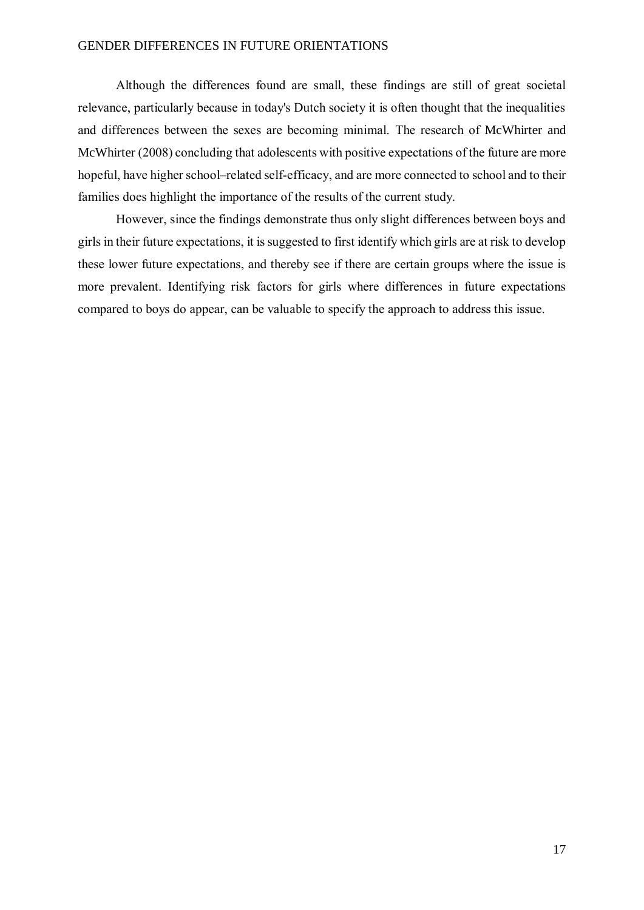Although the differences found are small, these findings are still of great societal relevance, particularly because in today's Dutch society it is often thought that the inequalities and differences between the sexes are becoming minimal. The research of McWhirter and McWhirter (2008) concluding that adolescents with positive expectations of the future are more hopeful, have higher school–related self-efficacy, and are more connected to school and to their families does highlight the importance of the results of the current study.

However, since the findings demonstrate thus only slight differences between boys and girls in their future expectations, it is suggested to first identify which girls are at risk to develop these lower future expectations, and thereby see if there are certain groups where the issue is more prevalent. Identifying risk factors for girls where differences in future expectations compared to boys do appear, can be valuable to specify the approach to address this issue.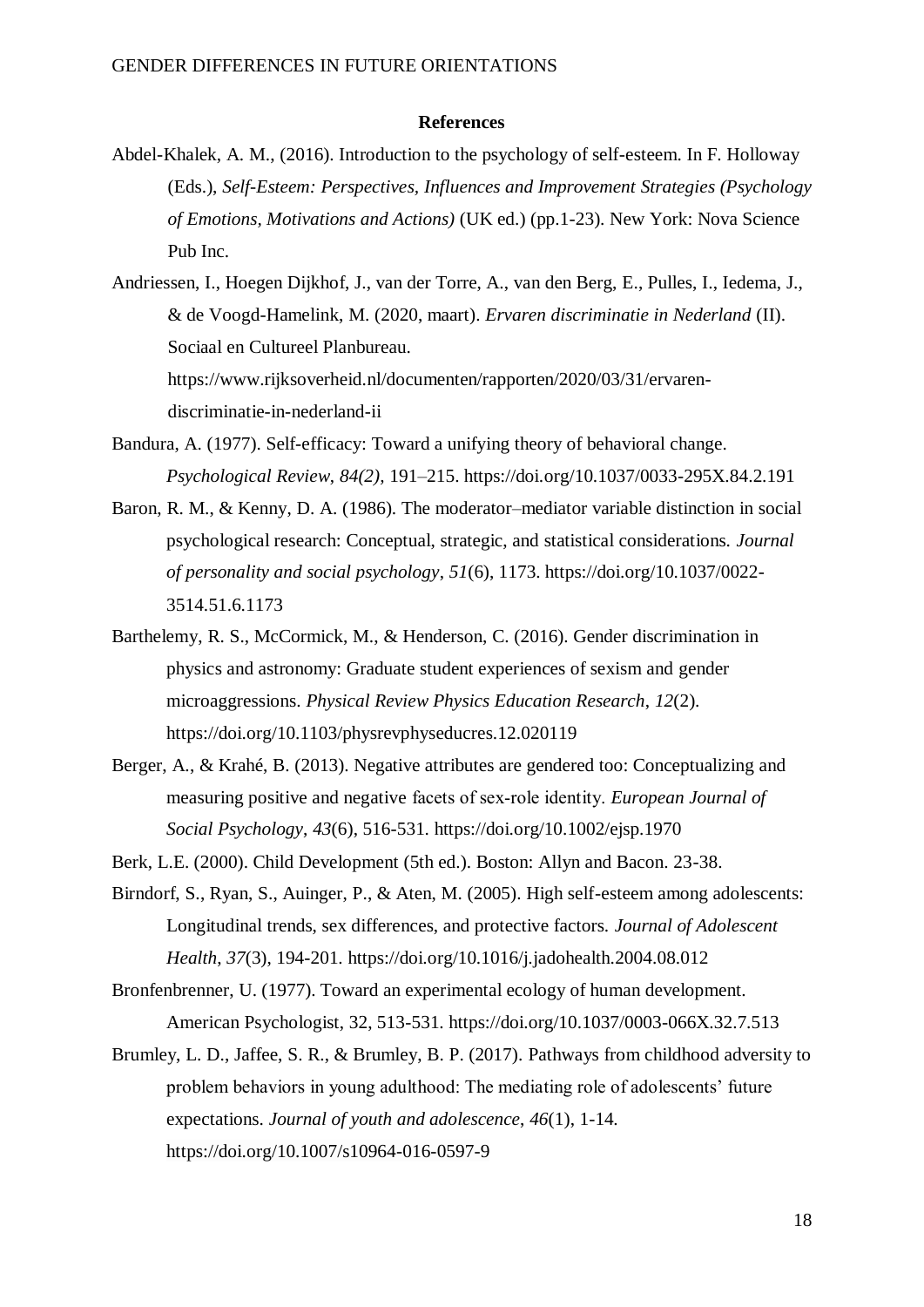**References**

Abdel-Khalek, A. M., (2016). Introduction to the psychology of self-esteem. In F. Holloway (Eds.), *Self-Esteem: Perspectives, Influences and Improvement Strategies (Psychology of Emotions, Motivations and Actions)* (UK ed.) (pp.1-23). New York: Nova Science Pub Inc.

Andriessen, I., Hoegen Dijkhof, J., van der Torre, A., van den Berg, E., Pulles, I., Iedema, J., & de Voogd-Hamelink, M. (2020, maart). *Ervaren discriminatie in Nederland* (II). Sociaal en Cultureel Planbureau. https://www.rijksoverheid.nl/documenten/rapporten/2020/03/31/ervaren-discriminatie-in-nederland-ii

Bandura, A. (1977). Self-efficacy: Toward a unifying theory of behavioral change. *Psychological Review, 84(2)*, 191–215. https://doi.org/10.1037/0033-295X.84.2.191

Baron, R. M., & Kenny, D. A. (1986). The moderator–mediator variable distinction in social psychological research: Conceptual, strategic, and statistical considerations. *Journal of personality and social psychology*, *51*(6), 1173. https://doi.org/10.1037/0022-3514.51.6.1173

Barthelemy, R. S., McCormick, M., & Henderson, C. (2016). Gender discrimination in physics and astronomy: Graduate student experiences of sexism and gender microaggressions. *Physical Review Physics Education Research*, *12*(2). https://doi.org/10.1103/physrevphyseducres.12.020119

Berger, A., & Krahé, B. (2013). Negative attributes are gendered too: Conceptualizing and measuring positive and negative facets of sex-role identity. *European Journal of Social Psychology*, *43*(6), 516-531. https://doi.org/10.1002/ejsp.1970

Berk, L.E. (2000). Child Development (5th ed.). Boston: Allyn and Bacon. 23-38.

Birndorf, S., Ryan, S., Auinger, P., & Aten, M. (2005). High self-esteem among adolescents: Longitudinal trends, sex differences, and protective factors. *Journal of Adolescent Health*, *37*(3), 194-201. https://doi.org/10.1016/j.jadohealth.2004.08.012

Bronfenbrenner, U. (1977). Toward an experimental ecology of human development. American Psychologist, 32, 513-531. https://doi.org/10.1037/0003-066X.32.7.513

Brumley, L. D., Jaffee, S. R., & Brumley, B. P. (2017). Pathways from childhood adversity to problem behaviors in young adulthood: The mediating role of adolescents' future expectations. *Journal of youth and adolescence*, *46*(1), 1-14. https://doi.org/10.1007/s10964-016-0597-9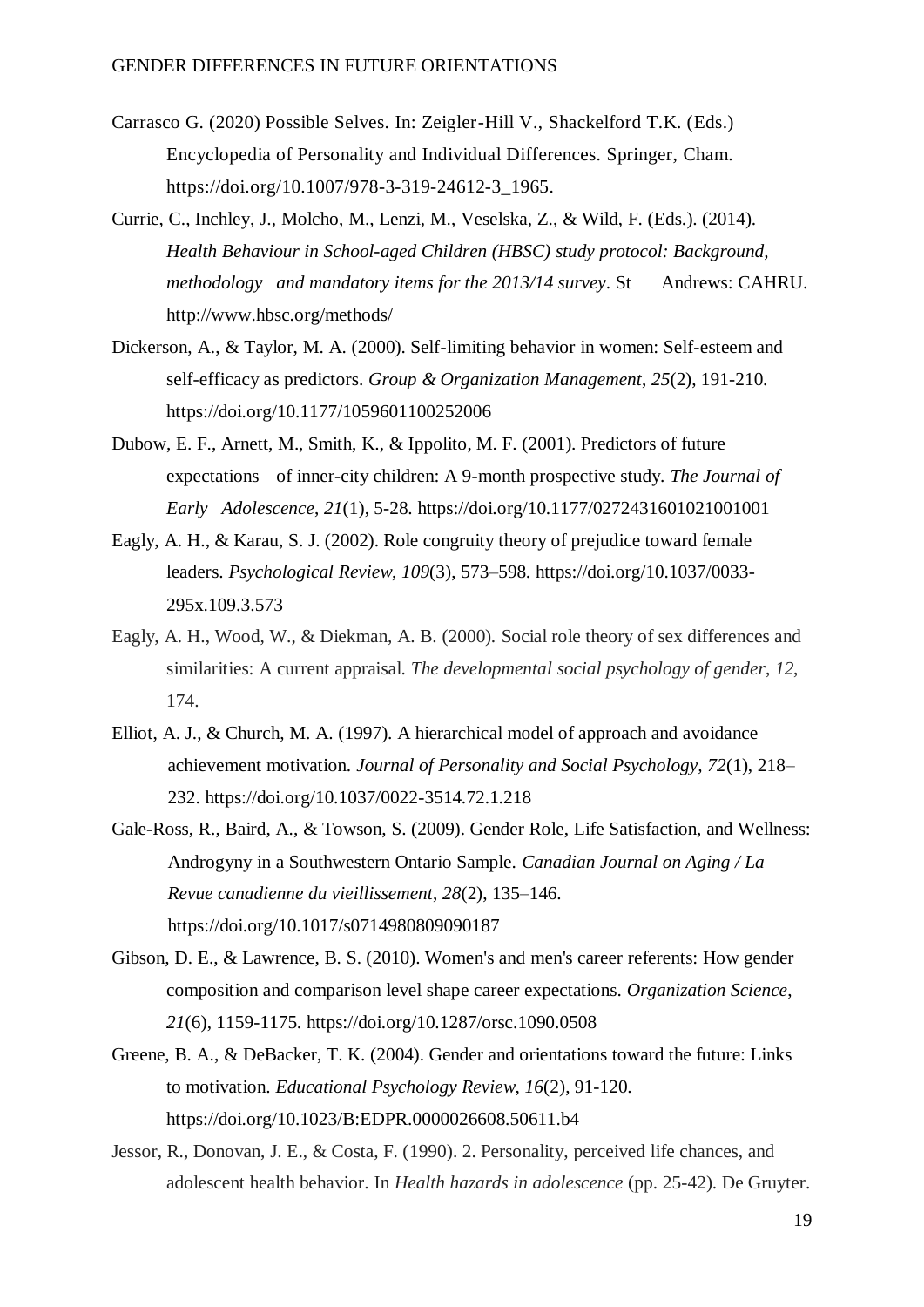Carrasco G. (2020) Possible Selves. In: Zeigler-Hill V., Shackelford T.K. (Eds.) Encyclopedia of Personality and Individual Differences. Springer, Cham. https://doi.org/10.1007/978-3-319-24612-3_1965.

Currie, C., Inchley, J., Molcho, M., Lenzi, M., Veselska, Z., & Wild, F. (Eds.). (2014). *Health Behaviour in School-aged Children (HBSC) study protocol: Background, methodology and mandatory items for the 2013/14 survey*. St Andrews: CAHRU. http://www.hbsc.org/methods/

Dickerson, A., & Taylor, M. A. (2000). Self-limiting behavior in women: Self-esteem and self-efficacy as predictors. *Group & Organization Management*, *25*(2), 191-210. https://doi.org/10.1177/1059601100252006

Dubow, E. F., Arnett, M., Smith, K., & Ippolito, M. F. (2001). Predictors of future expectations of inner-city children: A 9-month prospective study. *The Journal of Early Adolescence*, *21*(1), 5-28. https://doi.org/10.1177/0272431601021001001

Eagly, A. H., & Karau, S. J. (2002). Role congruity theory of prejudice toward female leaders. *Psychological Review*, *109*(3), 573–598. https://doi.org/10.1037/0033-295x.109.3.573

Eagly, A. H., Wood, W., & Diekman, A. B. (2000). Social role theory of sex differences and similarities: A current appraisal. *The developmental social psychology of gender*, *12*, 174.

Elliot, A. J., & Church, M. A. (1997). A hierarchical model of approach and avoidance achievement motivation. *Journal of Personality and Social Psychology*, *72*(1), 218–232. https://doi.org/10.1037/0022-3514.72.1.218

Gale-Ross, R., Baird, A., & Towson, S. (2009). Gender Role, Life Satisfaction, and Wellness: Androgyny in a Southwestern Ontario Sample. *Canadian Journal on Aging / La Revue canadienne du vieillissement*, *28*(2), 135–146. https://doi.org/10.1017/s0714980809090187

Gibson, D. E., & Lawrence, B. S. (2010). Women's and men's career referents: How gender composition and comparison level shape career expectations. *Organization Science*, *21*(6), 1159-1175. https://doi.org/10.1287/orsc.1090.0508

Greene, B. A., & DeBacker, T. K. (2004). Gender and orientations toward the future: Links to motivation. *Educational Psychology Review*, *16*(2), 91-120. https://doi.org/10.1023/B:EDPR.0000026608.50611.b4

Jessor, R., Donovan, J. E., & Costa, F. (1990). 2. Personality, perceived life chances, and adolescent health behavior. In *Health hazards in adolescence* (pp. 25-42). De Gruyter.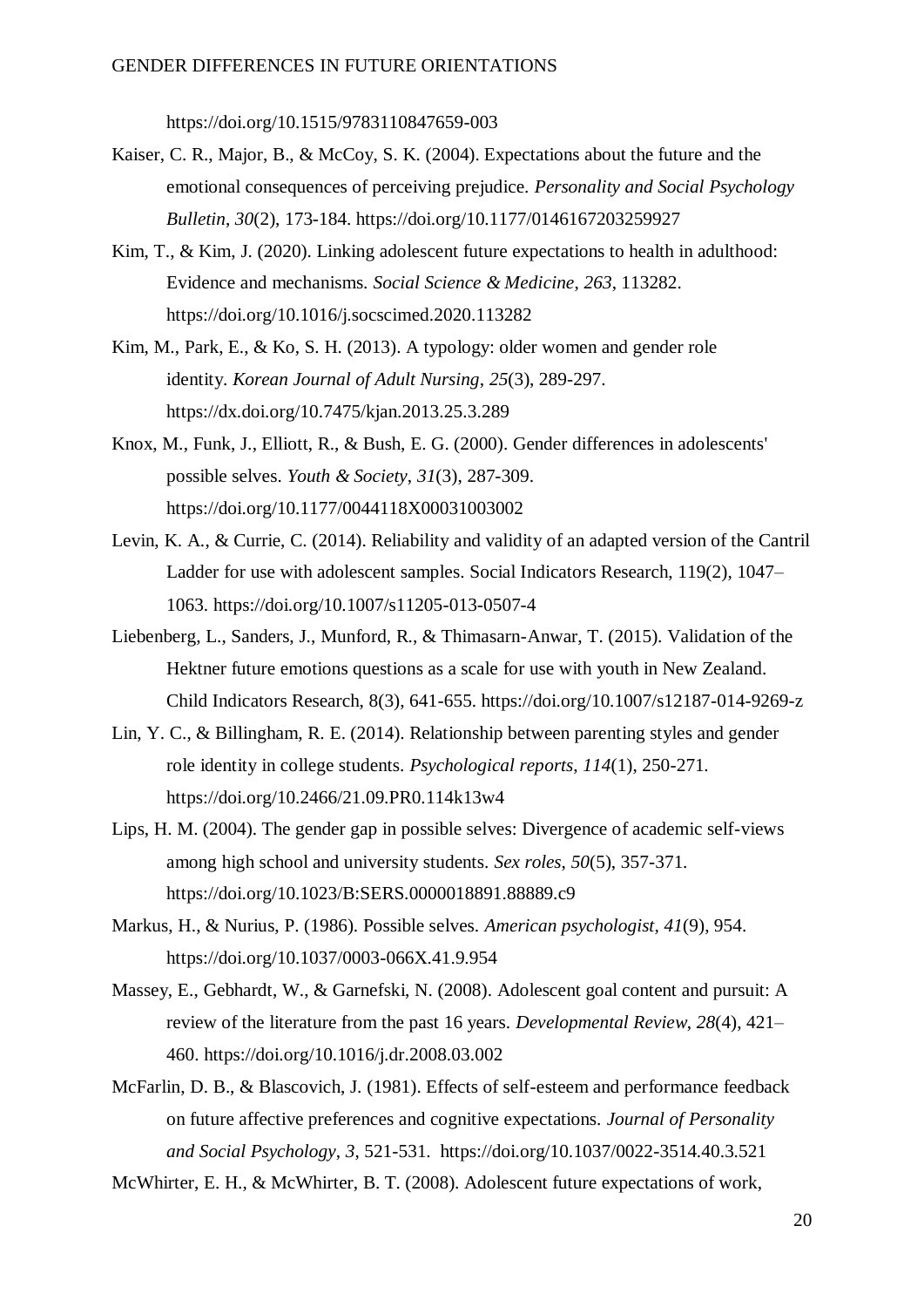https://doi.org/10.1515/9783110847659-003

Kaiser, C. R., Major, B., & McCoy, S. K. (2004). Expectations about the future and the emotional consequences of perceiving prejudice. *Personality and Social Psychology Bulletin*, *30*(2), 173-184. https://doi.org/10.1177/0146167203259927

Kim, T., & Kim, J. (2020). Linking adolescent future expectations to health in adulthood: Evidence and mechanisms. *Social Science & Medicine*, *263*, 113282. https://doi.org/10.1016/j.socscimed.2020.113282

Kim, M., Park, E., & Ko, S. H. (2013). A typology: older women and gender role identity. *Korean Journal of Adult Nursing*, *25*(3), 289-297. https://dx.doi.org/10.7475/kjan.2013.25.3.289

Knox, M., Funk, J., Elliott, R., & Bush, E. G. (2000). Gender differences in adolescents' possible selves. *Youth & Society*, *31*(3), 287-309. https://doi.org/10.1177/0044118X00031003002

Levin, K. A., & Currie, C. (2014). Reliability and validity of an adapted version of the Cantril Ladder for use with adolescent samples. Social Indicators Research, 119(2), 1047–1063. https://doi.org/10.1007/s11205-013-0507-4

Liebenberg, L., Sanders, J., Munford, R., & Thimasarn-Anwar, T. (2015). Validation of the Hektner future emotions questions as a scale for use with youth in New Zealand. Child Indicators Research, 8(3), 641-655. https://doi.org/10.1007/s12187-014-9269-z

Lin, Y. C., & Billingham, R. E. (2014). Relationship between parenting styles and gender role identity in college students. *Psychological reports*, *114*(1), 250-271. https://doi.org/10.2466/21.09.PR0.114k13w4

Lips, H. M. (2004). The gender gap in possible selves: Divergence of academic self-views among high school and university students. *Sex roles*, *50*(5), 357-371. https://doi.org/10.1023/B:SERS.0000018891.88889.c9

Markus, H., & Nurius, P. (1986). Possible selves. *American psychologist*, *41*(9), 954. https://doi.org/10.1037/0003-066X.41.9.954

Massey, E., Gebhardt, W., & Garnefski, N. (2008). Adolescent goal content and pursuit: A review of the literature from the past 16 years. *Developmental Review*, *28*(4), 421–460. https://doi.org/10.1016/j.dr.2008.03.002

McFarlin, D. B., & Blascovich, J. (1981). Effects of self-esteem and performance feedback on future affective preferences and cognitive expectations. *Journal of Personality and Social Psychology*, *3*, 521-531. https://doi.org/10.1037/0022-3514.40.3.521

McWhirter, E. H., & McWhirter, B. T. (2008). Adolescent future expectations of work,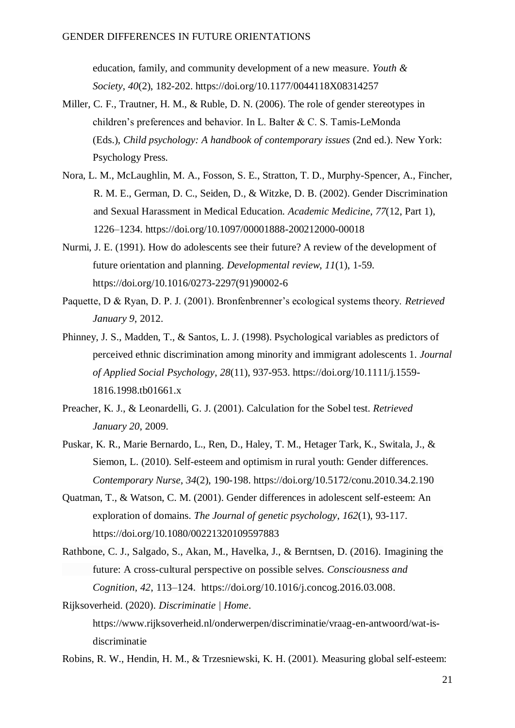education, family, and community development of a new measure. *Youth & Society*, *40*(2), 182-202. https://doi.org/10.1177/0044118X08314257

Miller, C. F., Trautner, H. M., & Ruble, D. N. (2006). The role of gender stereotypes in children's preferences and behavior. In L. Balter & C. S. Tamis-LeMonda (Eds.), *Child psychology: A handbook of contemporary issues* (2nd ed.). New York: Psychology Press.

Nora, L. M., McLaughlin, M. A., Fosson, S. E., Stratton, T. D., Murphy-Spencer, A., Fincher, R. M. E., German, D. C., Seiden, D., & Witzke, D. B. (2002). Gender Discrimination and Sexual Harassment in Medical Education. *Academic Medicine*, *77*(12, Part 1), 1226–1234. https://doi.org/10.1097/00001888-200212000-00018

Nurmi, J. E. (1991). How do adolescents see their future? A review of the development of future orientation and planning. *Developmental review*, *11*(1), 1-59. https://doi.org/10.1016/0273-2297(91)90002-6

Paquette, D & Ryan, D. P. J. (2001). Bronfenbrenner's ecological systems theory. *Retrieved January 9*, 2012.

Phinney, J. S., Madden, T., & Santos, L. J. (1998). Psychological variables as predictors of perceived ethnic discrimination among minority and immigrant adolescents 1. *Journal of Applied Social Psychology*, *28*(11), 937-953. https://doi.org/10.1111/j.1559-1816.1998.tb01661.x

Preacher, K. J., & Leonardelli, G. J. (2001). Calculation for the Sobel test. *Retrieved January 20*, 2009.

Puskar, K. R., Marie Bernardo, L., Ren, D., Haley, T. M., Hetager Tark, K., Switala, J., & Siemon, L. (2010). Self-esteem and optimism in rural youth: Gender differences. *Contemporary Nurse*, *34*(2), 190-198. https://doi.org/10.5172/conu.2010.34.2.190

Quatman, T., & Watson, C. M. (2001). Gender differences in adolescent self-esteem: An exploration of domains. *The Journal of genetic psychology*, *162*(1), 93-117. https://doi.org/10.1080/00221320109597883

Rathbone, C. J., Salgado, S., Akan, M., Havelka, J., & Berntsen, D. (2016). Imagining the future: A cross-cultural perspective on possible selves. *Consciousness and Cognition*, *42*, 113–124. https://doi.org/10.1016/j.concog.2016.03.008.

Rijksoverheid. (2020). *Discriminatie | Home*. https://www.rijksoverheid.nl/onderwerpen/discriminatie/vraag-en-antwoord/wat-is-discriminatie

Robins, R. W., Hendin, H. M., & Trzesniewski, K. H. (2001). Measuring global self-esteem: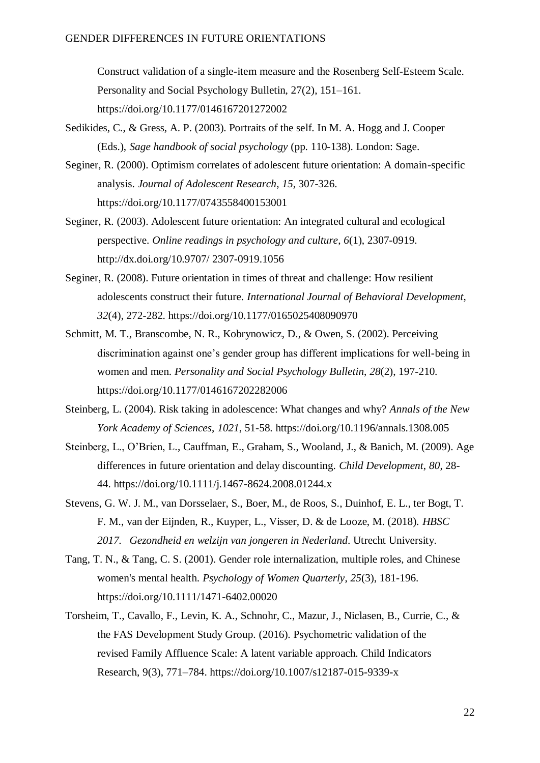Construct validation of a single-item measure and the Rosenberg Self-Esteem Scale. Personality and Social Psychology Bulletin, 27(2), 151–161. https://doi.org/10.1177/0146167201272002

Sedikides, C., & Gress, A. P. (2003). Portraits of the self. In M. A. Hogg and J. Cooper (Eds.), *Sage handbook of social psychology* (pp. 110-138). London: Sage.

Seginer, R. (2000). Optimism correlates of adolescent future orientation: A domain-specific analysis. *Journal of Adolescent Research*, *15*, 307-326. https://doi.org/10.1177/0743558400153001

Seginer, R. (2003). Adolescent future orientation: An integrated cultural and ecological perspective. *Online readings in psychology and culture*, *6*(1), 2307-0919. http://dx.doi.org/10.9707/ 2307-0919.1056

Seginer, R. (2008). Future orientation in times of threat and challenge: How resilient adolescents construct their future. *International Journal of Behavioral Development*, *32*(4), 272-282. https://doi.org/10.1177/0165025408090970

Schmitt, M. T., Branscombe, N. R., Kobrynowicz, D., & Owen, S. (2002). Perceiving discrimination against one's gender group has different implications for well-being in women and men. *Personality and Social Psychology Bulletin*, *28*(2), 197-210. https://doi.org/10.1177/0146167202282006

Steinberg, L. (2004). Risk taking in adolescence: What changes and why? *Annals of the New York Academy of Sciences*, *1021*, 51-58. https://doi.org/10.1196/annals.1308.005

Steinberg, L., O'Brien, L., Cauffman, E., Graham, S., Wooland, J., & Banich, M. (2009). Age differences in future orientation and delay discounting. *Child Development*, *80*, 28-44. https://doi.org/10.1111/j.1467-8624.2008.01244.x

Stevens, G. W. J. M., van Dorsselaer, S., Boer, M., de Roos, S., Duinhof, E. L., ter Bogt, T. F. M., van der Eijnden, R., Kuyper, L., Visser, D. & de Looze, M. (2018). *HBSC 2017. Gezondheid en welzijn van jongeren in Nederland*. Utrecht University.

Tang, T. N., & Tang, C. S. (2001). Gender role internalization, multiple roles, and Chinese women's mental health. *Psychology of Women Quarterly*, *25*(3), 181-196. https://doi.org/10.1111/1471-6402.00020

Torsheim, T., Cavallo, F., Levin, K. A., Schnohr, C., Mazur, J., Niclasen, B., Currie, C., & the FAS Development Study Group. (2016). Psychometric validation of the revised Family Affluence Scale: A latent variable approach. Child Indicators Research, 9(3), 771–784. https://doi.org/10.1007/s12187-015-9339-x